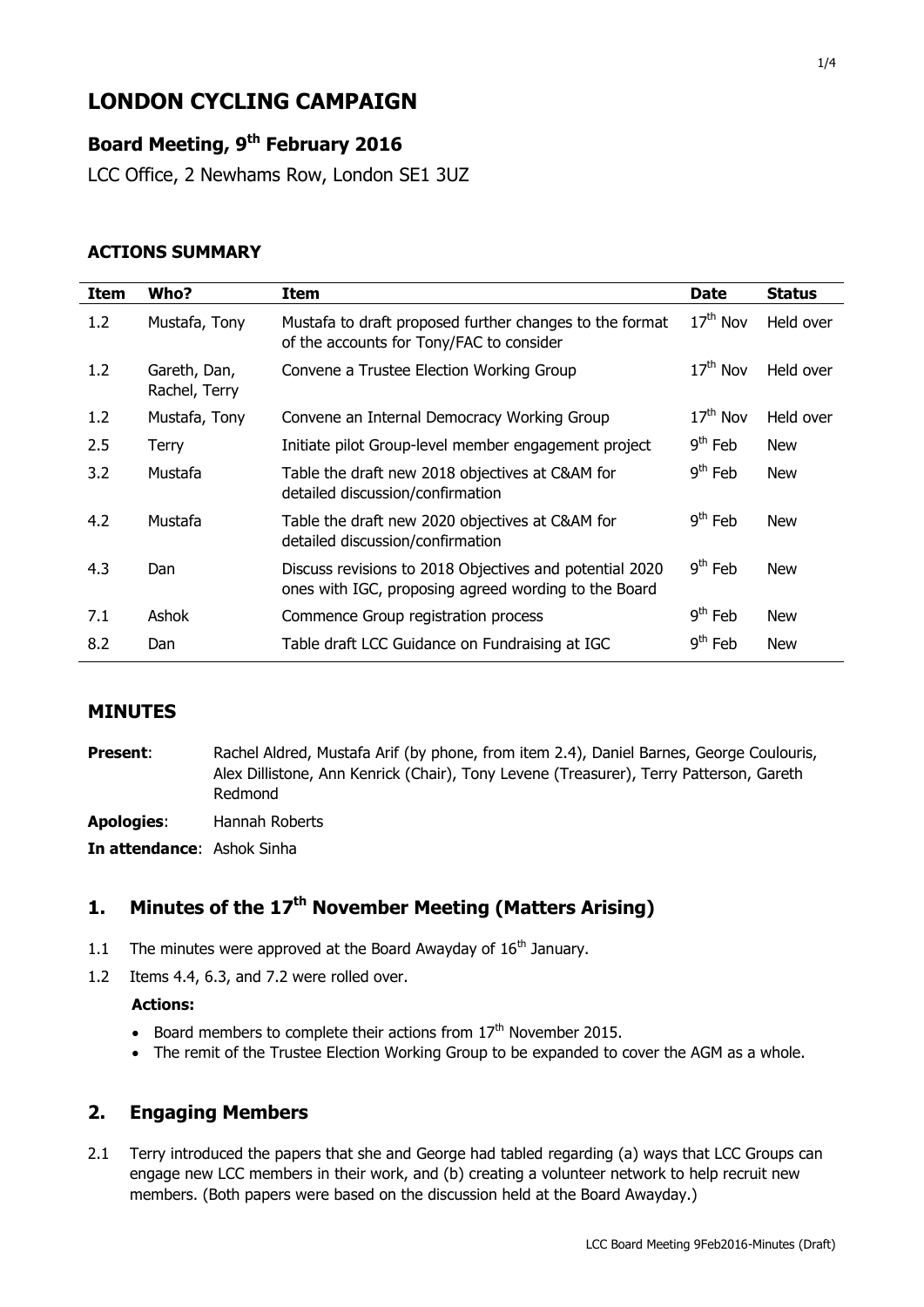# LONDON CYCLING CAMPAIGN

## Board Meeting, 9th February 2016

LCC Office, 2 Newhams Row, London SE1 3UZ

### ACTIONS SUMMARY

| Item | Who? | Item | Date | Status |
|---|---|---|---|---|
| 1.2 | Mustafa, Tony | Mustafa to draft proposed further changes to the format of the accounts for Tony/FAC to consider | 17th Nov | Held over |
| 1.2 | Gareth, Dan, Rachel, Terry | Convene a Trustee Election Working Group | 17th Nov | Held over |
| 1.2 | Mustafa, Tony | Convene an Internal Democracy Working Group | 17th Nov | Held over |
| 2.5 | Terry | Initiate pilot Group-level member engagement project | 9th Feb | New |
| 3.2 | Mustafa | Table the draft new 2018 objectives at C&AM for detailed discussion/confirmation | 9th Feb | New |
| 4.2 | Mustafa | Table the draft new 2020 objectives at C&AM for detailed discussion/confirmation | 9th Feb | New |
| 4.3 | Dan | Discuss revisions to 2018 Objectives and potential 2020 ones with IGC, proposing agreed wording to the Board | 9th Feb | New |
| 7.1 | Ashok | Commence Group registration process | 9th Feb | New |
| 8.2 | Dan | Table draft LCC Guidance on Fundraising at IGC | 9th Feb | New |

### MINUTES

**Present**: Rachel Aldred, Mustafa Arif (by phone, from item 2.4), Daniel Barnes, George Coulouris, Alex Dillistone, Ann Kenrick (Chair), Tony Levene (Treasurer), Terry Patterson, Gareth Redmond

**Apologies**: Hannah Roberts

**In attendance**: Ashok Sinha

## 1. Minutes of the 17th November Meeting (Matters Arising)

1.1 The minutes were approved at the Board Awayday of 16th January.

1.2 Items 4.4, 6.3, and 7.2 were rolled over.

**Actions:**

- Board members to complete their actions from 17th November 2015.
- The remit of the Trustee Election Working Group to be expanded to cover the AGM as a whole.

## 2. Engaging Members

2.1 Terry introduced the papers that she and George had tabled regarding (a) ways that LCC Groups can engage new LCC members in their work, and (b) creating a volunteer network to help recruit new members. (Both papers were based on the discussion held at the Board Awayday.)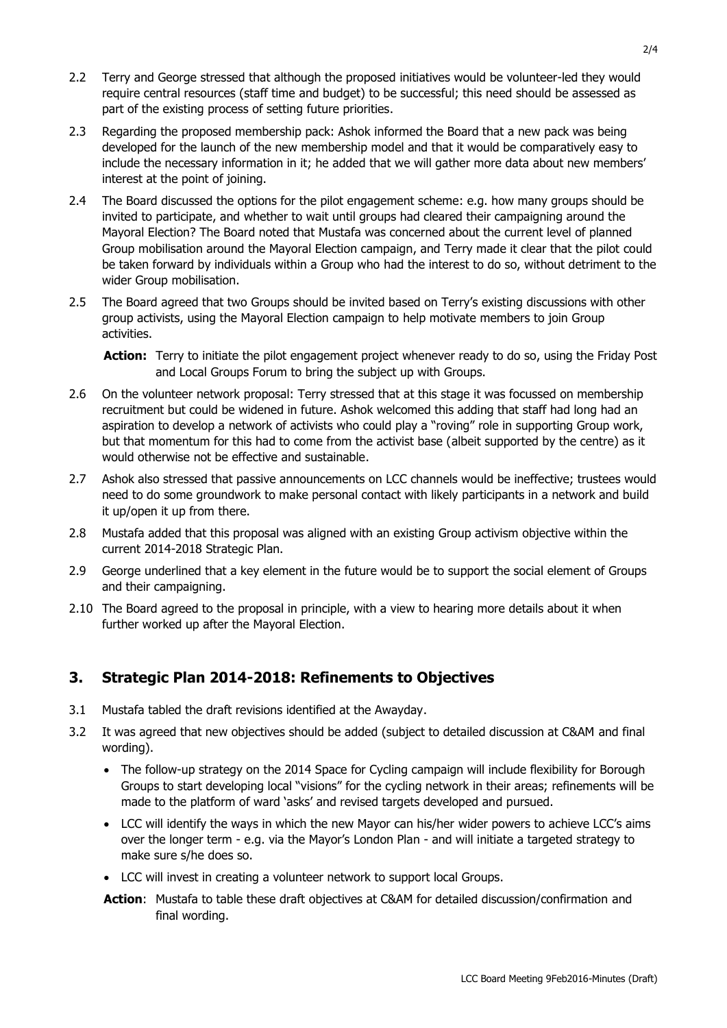2.2 Terry and George stressed that although the proposed initiatives would be volunteer-led they would require central resources (staff time and budget) to be successful; this need should be assessed as part of the existing process of setting future priorities.

2.3 Regarding the proposed membership pack: Ashok informed the Board that a new pack was being developed for the launch of the new membership model and that it would be comparatively easy to include the necessary information in it; he added that we will gather more data about new members' interest at the point of joining.

2.4 The Board discussed the options for the pilot engagement scheme: e.g. how many groups should be invited to participate, and whether to wait until groups had cleared their campaigning around the Mayoral Election? The Board noted that Mustafa was concerned about the current level of planned Group mobilisation around the Mayoral Election campaign, and Terry made it clear that the pilot could be taken forward by individuals within a Group who had the interest to do so, without detriment to the wider Group mobilisation.

2.5 The Board agreed that two Groups should be invited based on Terry's existing discussions with other group activists, using the Mayoral Election campaign to help motivate members to join Group activities.

**Action:** Terry to initiate the pilot engagement project whenever ready to do so, using the Friday Post and Local Groups Forum to bring the subject up with Groups.

2.6 On the volunteer network proposal: Terry stressed that at this stage it was focussed on membership recruitment but could be widened in future. Ashok welcomed this adding that staff had long had an aspiration to develop a network of activists who could play a "roving" role in supporting Group work, but that momentum for this had to come from the activist base (albeit supported by the centre) as it would otherwise not be effective and sustainable.

2.7 Ashok also stressed that passive announcements on LCC channels would be ineffective; trustees would need to do some groundwork to make personal contact with likely participants in a network and build it up/open it up from there.

2.8 Mustafa added that this proposal was aligned with an existing Group activism objective within the current 2014-2018 Strategic Plan.

2.9 George underlined that a key element in the future would be to support the social element of Groups and their campaigning.

2.10 The Board agreed to the proposal in principle, with a view to hearing more details about it when further worked up after the Mayoral Election.

## 3. Strategic Plan 2014-2018: Refinements to Objectives

3.1 Mustafa tabled the draft revisions identified at the Awayday.

3.2 It was agreed that new objectives should be added (subject to detailed discussion at C&AM and final wording).

- The follow-up strategy on the 2014 Space for Cycling campaign will include flexibility for Borough Groups to start developing local "visions" for the cycling network in their areas; refinements will be made to the platform of ward 'asks' and revised targets developed and pursued.
- LCC will identify the ways in which the new Mayor can his/her wider powers to achieve LCC's aims over the longer term - e.g. via the Mayor's London Plan - and will initiate a targeted strategy to make sure s/he does so.
- LCC will invest in creating a volunteer network to support local Groups.

**Action**: Mustafa to table these draft objectives at C&AM for detailed discussion/confirmation and final wording.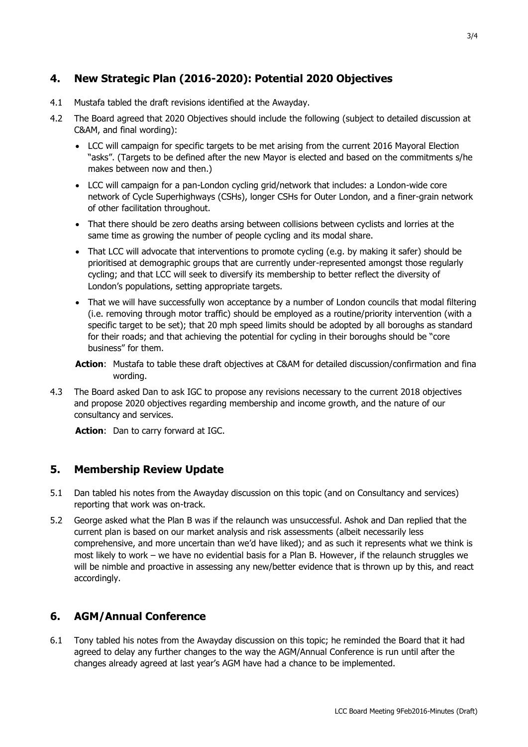## 4. New Strategic Plan (2016-2020): Potential 2020 Objectives

4.1 Mustafa tabled the draft revisions identified at the Awayday.

4.2 The Board agreed that 2020 Objectives should include the following (subject to detailed discussion at C&AM, and final wording):

- LCC will campaign for specific targets to be met arising from the current 2016 Mayoral Election "asks". (Targets to be defined after the new Mayor is elected and based on the commitments s/he makes between now and then.)
- LCC will campaign for a pan-London cycling grid/network that includes: a London-wide core network of Cycle Superhighways (CSHs), longer CSHs for Outer London, and a finer-grain network of other facilitation throughout.
- That there should be zero deaths arsing between collisions between cyclists and lorries at the same time as growing the number of people cycling and its modal share.
- That LCC will advocate that interventions to promote cycling (e.g. by making it safer) should be prioritised at demographic groups that are currently under-represented amongst those regularly cycling; and that LCC will seek to diversify its membership to better reflect the diversity of London's populations, setting appropriate targets.
- That we will have successfully won acceptance by a number of London councils that modal filtering (i.e. removing through motor traffic) should be employed as a routine/priority intervention (with a specific target to be set); that 20 mph speed limits should be adopted by all boroughs as standard for their roads; and that achieving the potential for cycling in their boroughs should be "core business" for them.

**Action**: Mustafa to table these draft objectives at C&AM for detailed discussion/confirmation and fina wording.

4.3 The Board asked Dan to ask IGC to propose any revisions necessary to the current 2018 objectives and propose 2020 objectives regarding membership and income growth, and the nature of our consultancy and services.

**Action**: Dan to carry forward at IGC.

## 5. Membership Review Update

5.1 Dan tabled his notes from the Awayday discussion on this topic (and on Consultancy and services) reporting that work was on-track.

5.2 George asked what the Plan B was if the relaunch was unsuccessful. Ashok and Dan replied that the current plan is based on our market analysis and risk assessments (albeit necessarily less comprehensive, and more uncertain than we'd have liked); and as such it represents what we think is most likely to work – we have no evidential basis for a Plan B. However, if the relaunch struggles we will be nimble and proactive in assessing any new/better evidence that is thrown up by this, and react accordingly.

## 6. AGM/Annual Conference

6.1 Tony tabled his notes from the Awayday discussion on this topic; he reminded the Board that it had agreed to delay any further changes to the way the AGM/Annual Conference is run until after the changes already agreed at last year's AGM have had a chance to be implemented.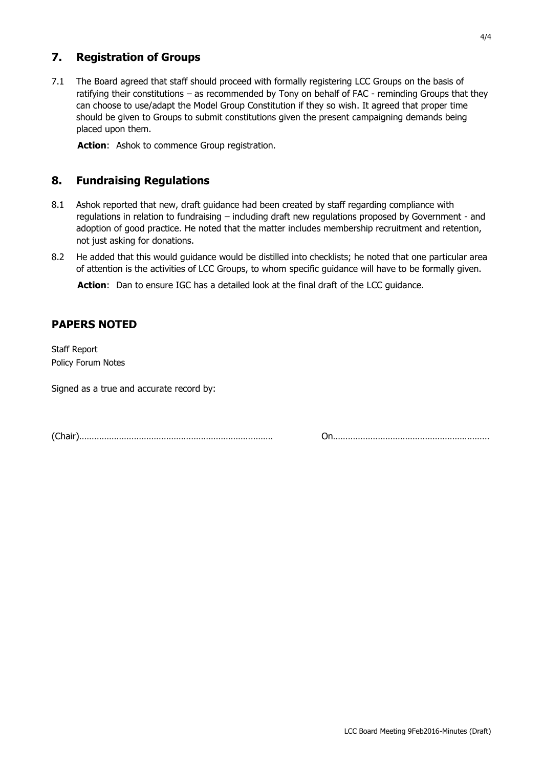## 7. Registration of Groups

7.1 The Board agreed that staff should proceed with formally registering LCC Groups on the basis of ratifying their constitutions – as recommended by Tony on behalf of FAC - reminding Groups that they can choose to use/adapt the Model Group Constitution if they so wish. It agreed that proper time should be given to Groups to submit constitutions given the present campaigning demands being placed upon them.

**Action**: Ashok to commence Group registration.

## 8. Fundraising Regulations

8.1 Ashok reported that new, draft guidance had been created by staff regarding compliance with regulations in relation to fundraising – including draft new regulations proposed by Government - and adoption of good practice. He noted that the matter includes membership recruitment and retention, not just asking for donations.

8.2 He added that this would guidance would be distilled into checklists; he noted that one particular area of attention is the activities of LCC Groups, to whom specific guidance will have to be formally given.

**Action**: Dan to ensure IGC has a detailed look at the final draft of the LCC guidance.

## PAPERS NOTED

Staff Report
Policy Forum Notes

Signed as a true and accurate record by:

(Chair)………………………………………………………………… On……………………………………………………